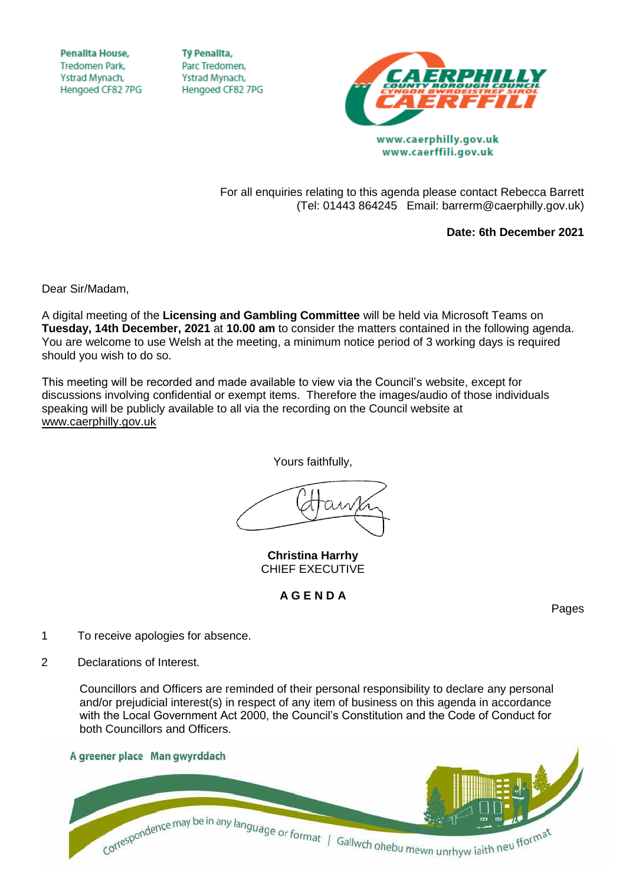Penallta House,
Tredomen Park,
Ystrad Mynach,
Hengoed CF82 7PG

Tŷ Penallta,
Parc Tredomen,
Ystrad Mynach,
Hengoed CF82 7PG

CAERPHILLY COUNTY BOROUGH COUNCIL
CYNGOR BWRDEISTREF SIROL CAERFFILI

www.caerphilly.gov.uk
www.caerffili.gov.uk

For all enquiries relating to this agenda please contact Rebecca Barrett
(Tel: 01443 864245 Email: barrerm@caerphilly.gov.uk)

**Date: 6th December 2021**

Dear Sir/Madam,

A digital meeting of the **Licensing and Gambling Committee** will be held via Microsoft Teams on **Tuesday, 14th December, 2021** at **10.00 am** to consider the matters contained in the following agenda. You are welcome to use Welsh at the meeting, a minimum notice period of 3 working days is required should you wish to do so.

This meeting will be recorded and made available to view via the Council's website, except for discussions involving confidential or exempt items. Therefore the images/audio of those individuals speaking will be publicly available to all via the recording on the Council website at www.caerphilly.gov.uk

Yours faithfully,

**Christina Harrhy**
CHIEF EXECUTIVE

## A G E N D A

Pages

1 To receive apologies for absence.

2 Declarations of Interest.

Councillors and Officers are reminded of their personal responsibility to declare any personal and/or prejudicial interest(s) in respect of any item of business on this agenda in accordance with the Local Government Act 2000, the Council's Constitution and the Code of Conduct for both Councillors and Officers.

A greener place Man gwyrddach

Correspondence may be in any language or format | Gallwch ohebu mewn unrhyw iaith neu fformat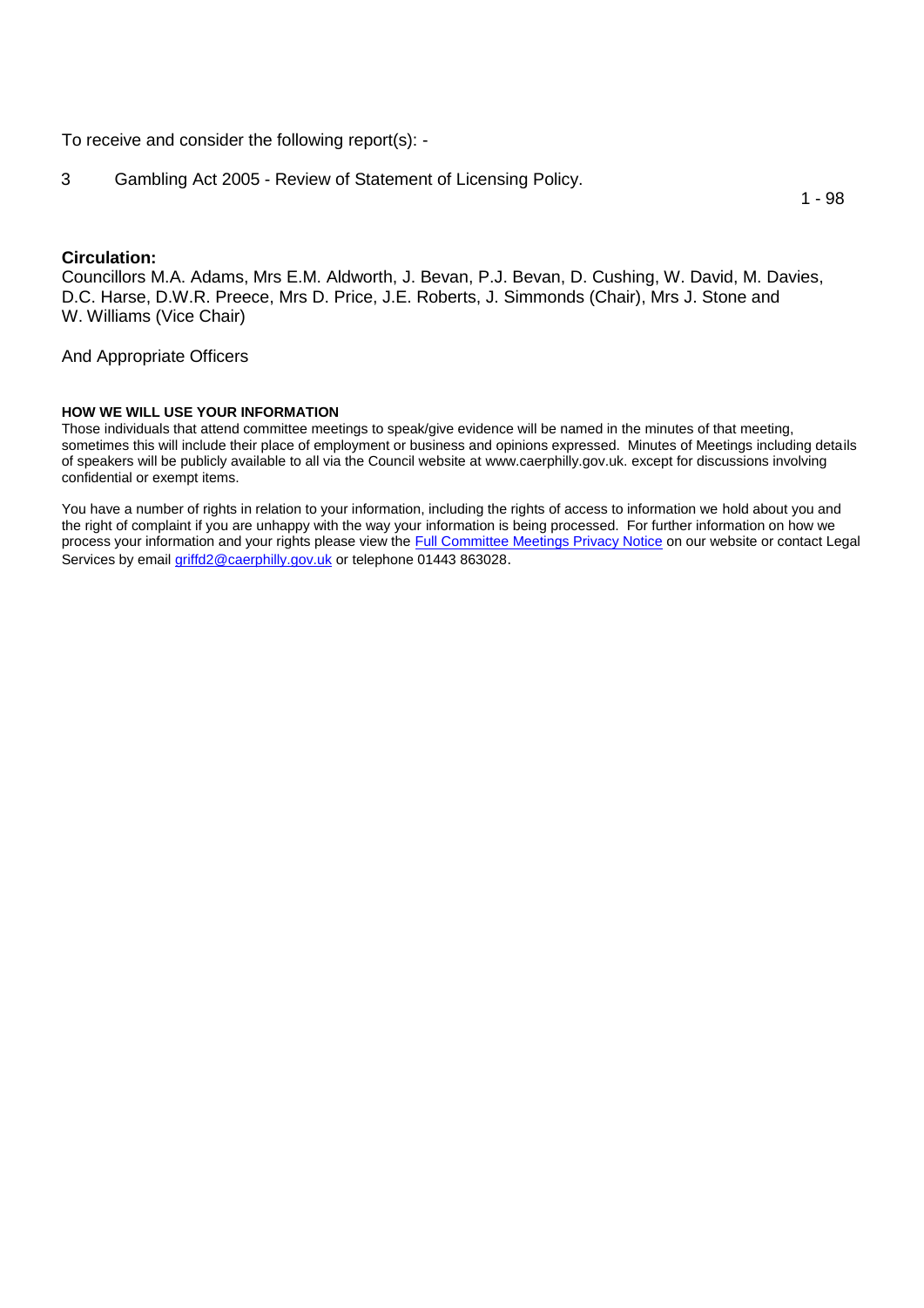To receive and consider the following report(s): -

3 Gambling Act 2005 - Review of Statement of Licensing Policy. 1 - 98

**Circulation:**

Councillors M.A. Adams, Mrs E.M. Aldworth, J. Bevan, P.J. Bevan, D. Cushing, W. David, M. Davies, D.C. Harse, D.W.R. Preece, Mrs D. Price, J.E. Roberts, J. Simmonds (Chair), Mrs J. Stone and W. Williams (Vice Chair)

And Appropriate Officers

**HOW WE WILL USE YOUR INFORMATION**

Those individuals that attend committee meetings to speak/give evidence will be named in the minutes of that meeting, sometimes this will include their place of employment or business and opinions expressed. Minutes of Meetings including details of speakers will be publicly available to all via the Council website at www.caerphilly.gov.uk. except for discussions involving confidential or exempt items.

You have a number of rights in relation to your information, including the rights of access to information we hold about you and the right of complaint if you are unhappy with the way your information is being processed. For further information on how we process your information and your rights please view the Full Committee Meetings Privacy Notice on our website or contact Legal Services by email griffd2@caerphilly.gov.uk or telephone 01443 863028.